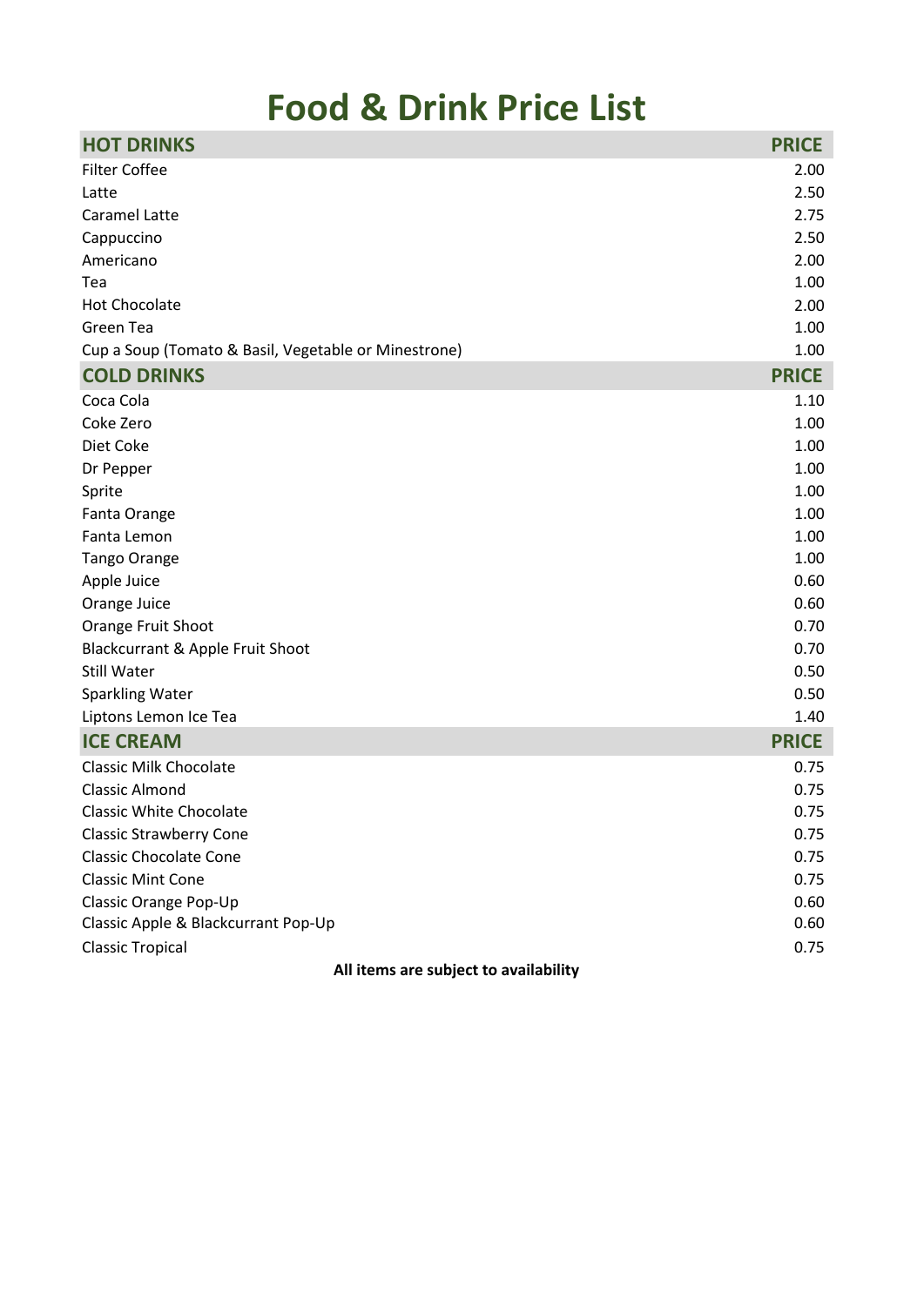# Food & Drink Price List

| HOT DRINKS | PRICE |
| --- | --- |
| Filter Coffee | 2.00 |
| Latte | 2.50 |
| Caramel Latte | 2.75 |
| Cappuccino | 2.50 |
| Americano | 2.00 |
| Tea | 1.00 |
| Hot Chocolate | 2.00 |
| Green Tea | 1.00 |
| Cup a Soup (Tomato & Basil, Vegetable or Minestrone) | 1.00 |
| **COLD DRINKS** | **PRICE** |
| Coca Cola | 1.10 |
| Coke Zero | 1.00 |
| Diet Coke | 1.00 |
| Dr Pepper | 1.00 |
| Sprite | 1.00 |
| Fanta Orange | 1.00 |
| Fanta Lemon | 1.00 |
| Tango Orange | 1.00 |
| Apple Juice | 0.60 |
| Orange Juice | 0.60 |
| Orange Fruit Shoot | 0.70 |
| Blackcurrant & Apple Fruit Shoot | 0.70 |
| Still Water | 0.50 |
| Sparkling Water | 0.50 |
| Liptons Lemon Ice Tea | 1.40 |
| **ICE CREAM** | **PRICE** |
| Classic Milk Chocolate | 0.75 |
| Classic Almond | 0.75 |
| Classic White Chocolate | 0.75 |
| Classic Strawberry Cone | 0.75 |
| Classic Chocolate Cone | 0.75 |
| Classic Mint Cone | 0.75 |
| Classic Orange Pop-Up | 0.60 |
| Classic Apple & Blackcurrant Pop-Up | 0.60 |
| Classic Tropical | 0.75 |

**All items are subject to availability**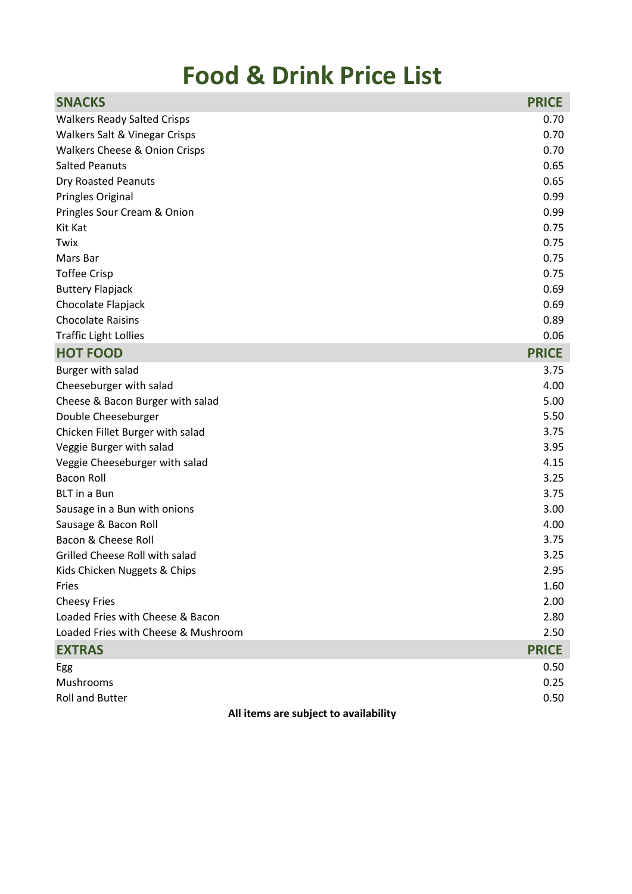# Food & Drink Price List

| SNACKS | PRICE |
|---|---|
| Walkers Ready Salted Crisps | 0.70 |
| Walkers Salt & Vinegar Crisps | 0.70 |
| Walkers Cheese & Onion Crisps | 0.70 |
| Salted Peanuts | 0.65 |
| Dry Roasted Peanuts | 0.65 |
| Pringles Original | 0.99 |
| Pringles Sour Cream & Onion | 0.99 |
| Kit Kat | 0.75 |
| Twix | 0.75 |
| Mars Bar | 0.75 |
| Toffee Crisp | 0.75 |
| Buttery Flapjack | 0.69 |
| Chocolate Flapjack | 0.69 |
| Chocolate Raisins | 0.89 |
| Traffic Light Lollies | 0.06 |
| **HOT FOOD** | **PRICE** |
| Burger with salad | 3.75 |
| Cheeseburger with salad | 4.00 |
| Cheese & Bacon Burger with salad | 5.00 |
| Double Cheeseburger | 5.50 |
| Chicken Fillet Burger with salad | 3.75 |
| Veggie Burger with salad | 3.95 |
| Veggie Cheeseburger with salad | 4.15 |
| Bacon Roll | 3.25 |
| BLT in a Bun | 3.75 |
| Sausage in a Bun with onions | 3.00 |
| Sausage & Bacon Roll | 4.00 |
| Bacon & Cheese Roll | 3.75 |
| Grilled Cheese Roll with salad | 3.25 |
| Kids Chicken Nuggets & Chips | 2.95 |
| Fries | 1.60 |
| Cheesy Fries | 2.00 |
| Loaded Fries with Cheese & Bacon | 2.80 |
| Loaded Fries with Cheese & Mushroom | 2.50 |
| **EXTRAS** | **PRICE** |
| Egg | 0.50 |
| Mushrooms | 0.25 |
| Roll and Butter | 0.50 |

**All items are subject to availability**